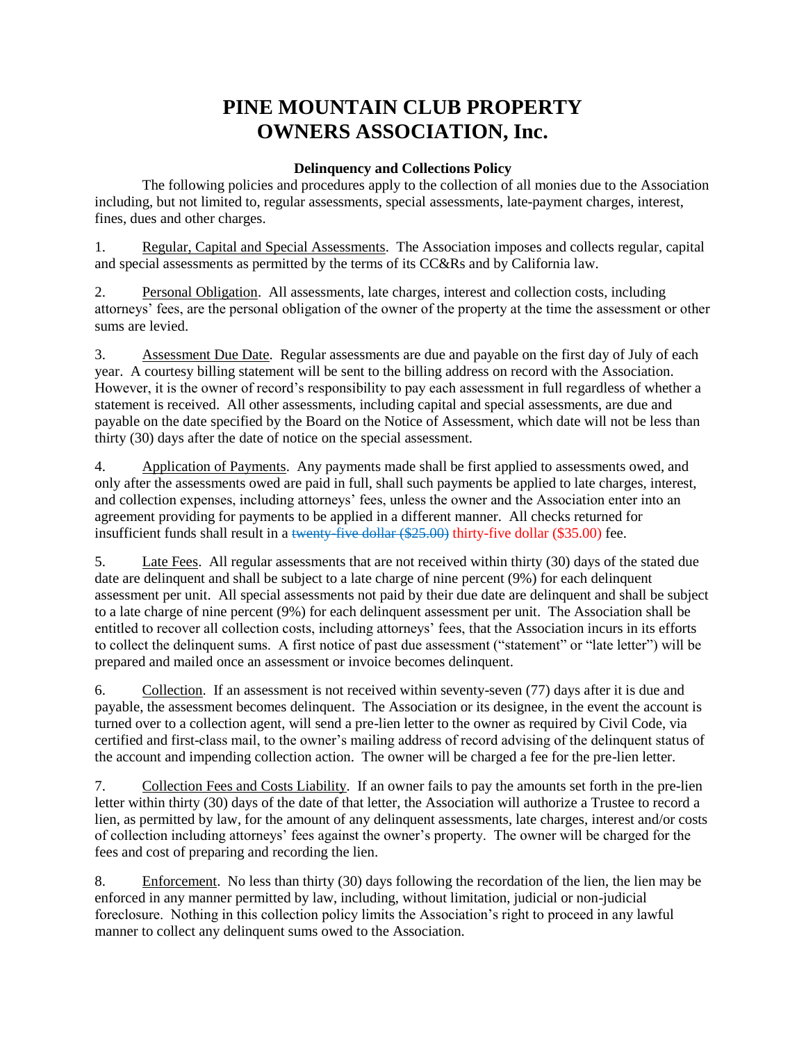# PINE MOUNTAIN CLUB PROPERTY OWNERS ASSOCIATION, Inc.

**Delinquency and Collections Policy**

The following policies and procedures apply to the collection of all monies due to the Association including, but not limited to, regular assessments, special assessments, late-payment charges, interest, fines, dues and other charges.

1. Regular, Capital and Special Assessments. The Association imposes and collects regular, capital and special assessments as permitted by the terms of its CC&Rs and by California law.

2. Personal Obligation. All assessments, late charges, interest and collection costs, including attorneys' fees, are the personal obligation of the owner of the property at the time the assessment or other sums are levied.

3. Assessment Due Date. Regular assessments are due and payable on the first day of July of each year. A courtesy billing statement will be sent to the billing address on record with the Association. However, it is the owner of record's responsibility to pay each assessment in full regardless of whether a statement is received. All other assessments, including capital and special assessments, are due and payable on the date specified by the Board on the Notice of Assessment, which date will not be less than thirty (30) days after the date of notice on the special assessment.

4. Application of Payments. Any payments made shall be first applied to assessments owed, and only after the assessments owed are paid in full, shall such payments be applied to late charges, interest, and collection expenses, including attorneys' fees, unless the owner and the Association enter into an agreement providing for payments to be applied in a different manner. All checks returned for insufficient funds shall result in a ~~twenty-five dollar ($25.00)~~ thirty-five dollar ($35.00) fee.

5. Late Fees. All regular assessments that are not received within thirty (30) days of the stated due date are delinquent and shall be subject to a late charge of nine percent (9%) for each delinquent assessment per unit. All special assessments not paid by their due date are delinquent and shall be subject to a late charge of nine percent (9%) for each delinquent assessment per unit. The Association shall be entitled to recover all collection costs, including attorneys' fees, that the Association incurs in its efforts to collect the delinquent sums. A first notice of past due assessment ("statement" or "late letter") will be prepared and mailed once an assessment or invoice becomes delinquent.

6. Collection. If an assessment is not received within seventy-seven (77) days after it is due and payable, the assessment becomes delinquent. The Association or its designee, in the event the account is turned over to a collection agent, will send a pre-lien letter to the owner as required by Civil Code, via certified and first-class mail, to the owner's mailing address of record advising of the delinquent status of the account and impending collection action. The owner will be charged a fee for the pre-lien letter.

7. Collection Fees and Costs Liability. If an owner fails to pay the amounts set forth in the pre-lien letter within thirty (30) days of the date of that letter, the Association will authorize a Trustee to record a lien, as permitted by law, for the amount of any delinquent assessments, late charges, interest and/or costs of collection including attorneys' fees against the owner's property. The owner will be charged for the fees and cost of preparing and recording the lien.

8. Enforcement. No less than thirty (30) days following the recordation of the lien, the lien may be enforced in any manner permitted by law, including, without limitation, judicial or non-judicial foreclosure. Nothing in this collection policy limits the Association's right to proceed in any lawful manner to collect any delinquent sums owed to the Association.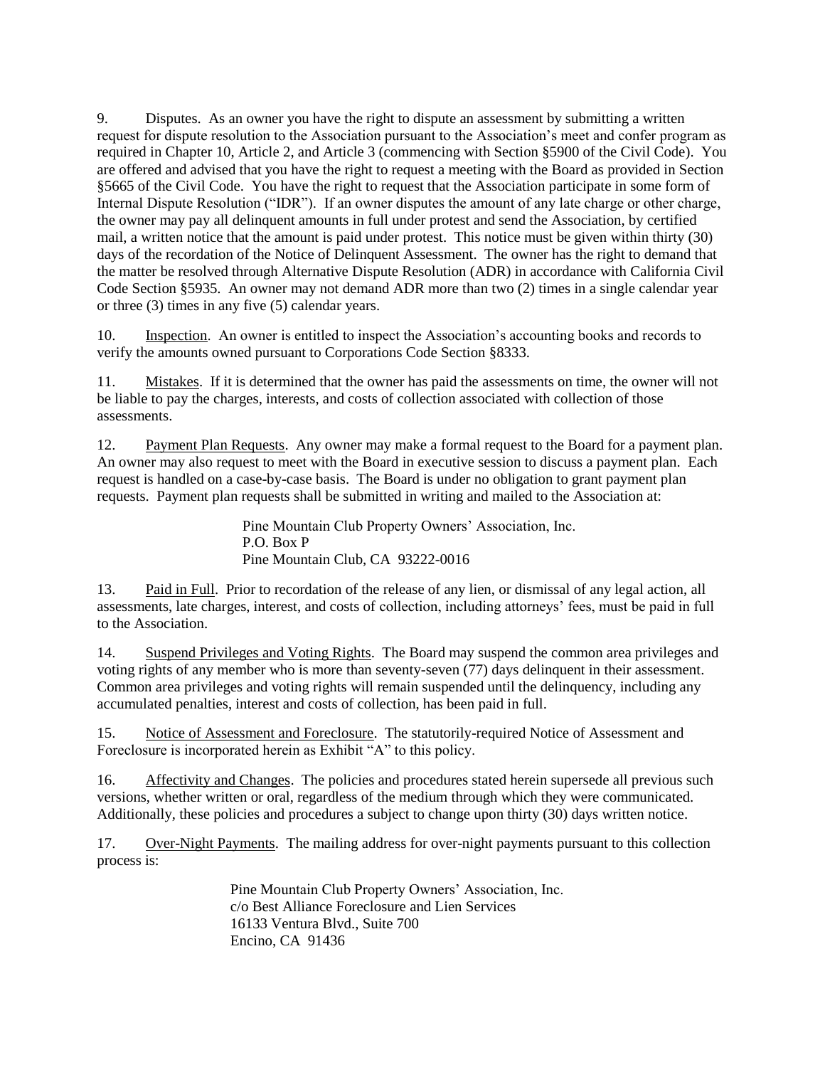9. Disputes. As an owner you have the right to dispute an assessment by submitting a written request for dispute resolution to the Association pursuant to the Association's meet and confer program as required in Chapter 10, Article 2, and Article 3 (commencing with Section §5900 of the Civil Code). You are offered and advised that you have the right to request a meeting with the Board as provided in Section §5665 of the Civil Code. You have the right to request that the Association participate in some form of Internal Dispute Resolution ("IDR"). If an owner disputes the amount of any late charge or other charge, the owner may pay all delinquent amounts in full under protest and send the Association, by certified mail, a written notice that the amount is paid under protest. This notice must be given within thirty (30) days of the recordation of the Notice of Delinquent Assessment. The owner has the right to demand that the matter be resolved through Alternative Dispute Resolution (ADR) in accordance with California Civil Code Section §5935. An owner may not demand ADR more than two (2) times in a single calendar year or three (3) times in any five (5) calendar years.

10. Inspection. An owner is entitled to inspect the Association's accounting books and records to verify the amounts owned pursuant to Corporations Code Section §8333.

11. Mistakes. If it is determined that the owner has paid the assessments on time, the owner will not be liable to pay the charges, interests, and costs of collection associated with collection of those assessments.

12. Payment Plan Requests. Any owner may make a formal request to the Board for a payment plan. An owner may also request to meet with the Board in executive session to discuss a payment plan. Each request is handled on a case-by-case basis. The Board is under no obligation to grant payment plan requests. Payment plan requests shall be submitted in writing and mailed to the Association at:

Pine Mountain Club Property Owners' Association, Inc.
P.O. Box P
Pine Mountain Club, CA 93222-0016

13. Paid in Full. Prior to recordation of the release of any lien, or dismissal of any legal action, all assessments, late charges, interest, and costs of collection, including attorneys' fees, must be paid in full to the Association.

14. Suspend Privileges and Voting Rights. The Board may suspend the common area privileges and voting rights of any member who is more than seventy-seven (77) days delinquent in their assessment. Common area privileges and voting rights will remain suspended until the delinquency, including any accumulated penalties, interest and costs of collection, has been paid in full.

15. Notice of Assessment and Foreclosure. The statutorily-required Notice of Assessment and Foreclosure is incorporated herein as Exhibit "A" to this policy.

16. Affectivity and Changes. The policies and procedures stated herein supersede all previous such versions, whether written or oral, regardless of the medium through which they were communicated. Additionally, these policies and procedures a subject to change upon thirty (30) days written notice.

17. Over-Night Payments. The mailing address for over-night payments pursuant to this collection process is:

Pine Mountain Club Property Owners' Association, Inc.
c/o Best Alliance Foreclosure and Lien Services
16133 Ventura Blvd., Suite 700
Encino, CA 91436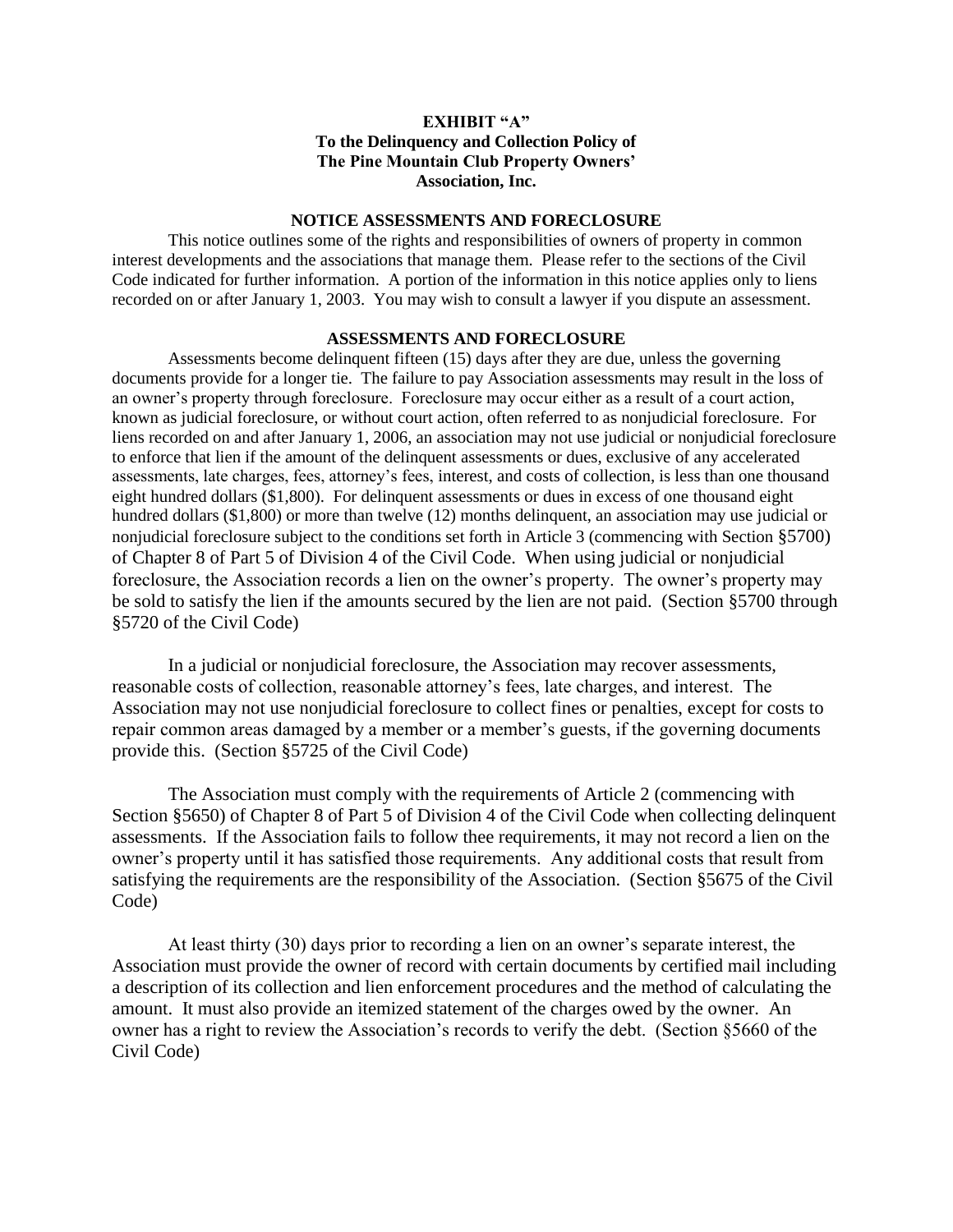**EXHIBIT "A"**
**To the Delinquency and Collection Policy of**
**The Pine Mountain Club Property Owners' Association, Inc.**

**NOTICE ASSESSMENTS AND FORECLOSURE**

This notice outlines some of the rights and responsibilities of owners of property in common interest developments and the associations that manage them. Please refer to the sections of the Civil Code indicated for further information. A portion of the information in this notice applies only to liens recorded on or after January 1, 2003. You may wish to consult a lawyer if you dispute an assessment.

**ASSESSMENTS AND FORECLOSURE**

Assessments become delinquent fifteen (15) days after they are due, unless the governing documents provide for a longer tie. The failure to pay Association assessments may result in the loss of an owner's property through foreclosure. Foreclosure may occur either as a result of a court action, known as judicial foreclosure, or without court action, often referred to as nonjudicial foreclosure. For liens recorded on and after January 1, 2006, an association may not use judicial or nonjudicial foreclosure to enforce that lien if the amount of the delinquent assessments or dues, exclusive of any accelerated assessments, late charges, fees, attorney's fees, interest, and costs of collection, is less than one thousand eight hundred dollars ($1,800). For delinquent assessments or dues in excess of one thousand eight hundred dollars ($1,800) or more than twelve (12) months delinquent, an association may use judicial or nonjudicial foreclosure subject to the conditions set forth in Article 3 (commencing with Section §5700) of Chapter 8 of Part 5 of Division 4 of the Civil Code. When using judicial or nonjudicial foreclosure, the Association records a lien on the owner's property. The owner's property may be sold to satisfy the lien if the amounts secured by the lien are not paid. (Section §5700 through §5720 of the Civil Code)

In a judicial or nonjudicial foreclosure, the Association may recover assessments, reasonable costs of collection, reasonable attorney's fees, late charges, and interest. The Association may not use nonjudicial foreclosure to collect fines or penalties, except for costs to repair common areas damaged by a member or a member's guests, if the governing documents provide this. (Section §5725 of the Civil Code)

The Association must comply with the requirements of Article 2 (commencing with Section §5650) of Chapter 8 of Part 5 of Division 4 of the Civil Code when collecting delinquent assessments. If the Association fails to follow thee requirements, it may not record a lien on the owner's property until it has satisfied those requirements. Any additional costs that result from satisfying the requirements are the responsibility of the Association. (Section §5675 of the Civil Code)

At least thirty (30) days prior to recording a lien on an owner's separate interest, the Association must provide the owner of record with certain documents by certified mail including a description of its collection and lien enforcement procedures and the method of calculating the amount. It must also provide an itemized statement of the charges owed by the owner. An owner has a right to review the Association's records to verify the debt. (Section §5660 of the Civil Code)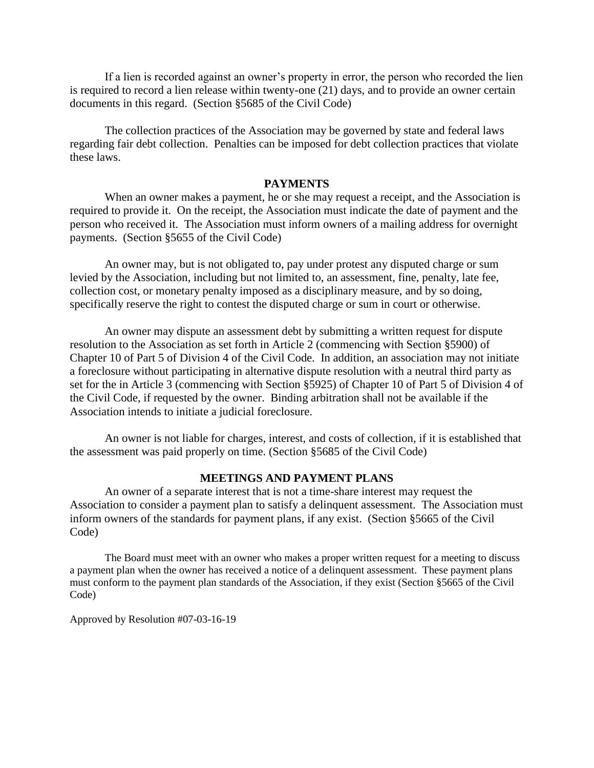If a lien is recorded against an owner's property in error, the person who recorded the lien is required to record a lien release within twenty-one (21) days, and to provide an owner certain documents in this regard. (Section §5685 of the Civil Code)

The collection practices of the Association may be governed by state and federal laws regarding fair debt collection. Penalties can be imposed for debt collection practices that violate these laws.

## PAYMENTS

When an owner makes a payment, he or she may request a receipt, and the Association is required to provide it. On the receipt, the Association must indicate the date of payment and the person who received it. The Association must inform owners of a mailing address for overnight payments. (Section §5655 of the Civil Code)

An owner may, but is not obligated to, pay under protest any disputed charge or sum levied by the Association, including but not limited to, an assessment, fine, penalty, late fee, collection cost, or monetary penalty imposed as a disciplinary measure, and by so doing, specifically reserve the right to contest the disputed charge or sum in court or otherwise.

An owner may dispute an assessment debt by submitting a written request for dispute resolution to the Association as set forth in Article 2 (commencing with Section §5900) of Chapter 10 of Part 5 of Division 4 of the Civil Code. In addition, an association may not initiate a foreclosure without participating in alternative dispute resolution with a neutral third party as set for the in Article 3 (commencing with Section §5925) of Chapter 10 of Part 5 of Division 4 of the Civil Code, if requested by the owner. Binding arbitration shall not be available if the Association intends to initiate a judicial foreclosure.

An owner is not liable for charges, interest, and costs of collection, if it is established that the assessment was paid properly on time. (Section §5685 of the Civil Code)

## MEETINGS AND PAYMENT PLANS

An owner of a separate interest that is not a time-share interest may request the Association to consider a payment plan to satisfy a delinquent assessment. The Association must inform owners of the standards for payment plans, if any exist. (Section §5665 of the Civil Code)

The Board must meet with an owner who makes a proper written request for a meeting to discuss a payment plan when the owner has received a notice of a delinquent assessment. These payment plans must conform to the payment plan standards of the Association, if they exist (Section §5665 of the Civil Code)

Approved by Resolution #07-03-16-19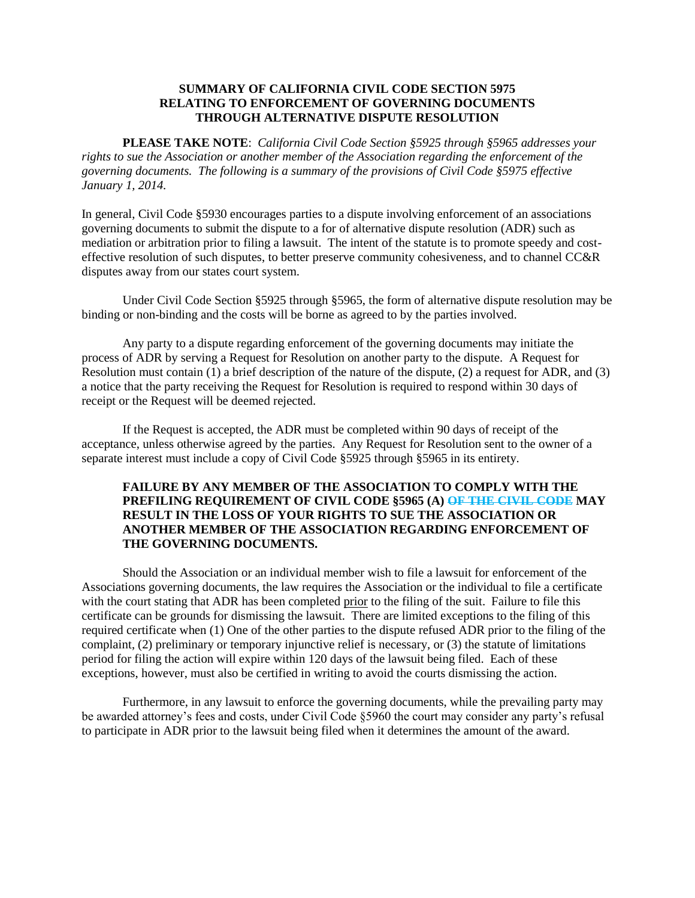**SUMMARY OF CALIFORNIA CIVIL CODE SECTION 5975**
**RELATING TO ENFORCEMENT OF GOVERNING DOCUMENTS**
**THROUGH ALTERNATIVE DISPUTE RESOLUTION**

**PLEASE TAKE NOTE**: *California Civil Code Section §5925 through §5965 addresses your rights to sue the Association or another member of the Association regarding the enforcement of the governing documents. The following is a summary of the provisions of Civil Code §5975 effective January 1, 2014.*

In general, Civil Code §5930 encourages parties to a dispute involving enforcement of an associations governing documents to submit the dispute to a for of alternative dispute resolution (ADR) such as mediation or arbitration prior to filing a lawsuit. The intent of the statute is to promote speedy and cost-effective resolution of such disputes, to better preserve community cohesiveness, and to channel CC&R disputes away from our states court system.

Under Civil Code Section §5925 through §5965, the form of alternative dispute resolution may be binding or non-binding and the costs will be borne as agreed to by the parties involved.

Any party to a dispute regarding enforcement of the governing documents may initiate the process of ADR by serving a Request for Resolution on another party to the dispute. A Request for Resolution must contain (1) a brief description of the nature of the dispute, (2) a request for ADR, and (3) a notice that the party receiving the Request for Resolution is required to respond within 30 days of receipt or the Request will be deemed rejected.

If the Request is accepted, the ADR must be completed within 90 days of receipt of the acceptance, unless otherwise agreed by the parties. Any Request for Resolution sent to the owner of a separate interest must include a copy of Civil Code §5925 through §5965 in its entirety.

**FAILURE BY ANY MEMBER OF THE ASSOCIATION TO COMPLY WITH THE PREFILING REQUIREMENT OF CIVIL CODE §5965 (A) ~~OF THE CIVIL CODE~~ MAY RESULT IN THE LOSS OF YOUR RIGHTS TO SUE THE ASSOCIATION OR ANOTHER MEMBER OF THE ASSOCIATION REGARDING ENFORCEMENT OF THE GOVERNING DOCUMENTS.**

Should the Association or an individual member wish to file a lawsuit for enforcement of the Associations governing documents, the law requires the Association or the individual to file a certificate with the court stating that ADR has been completed <u>prior</u> to the filing of the suit. Failure to file this certificate can be grounds for dismissing the lawsuit. There are limited exceptions to the filing of this required certificate when (1) One of the other parties to the dispute refused ADR prior to the filing of the complaint, (2) preliminary or temporary injunctive relief is necessary, or (3) the statute of limitations period for filing the action will expire within 120 days of the lawsuit being filed. Each of these exceptions, however, must also be certified in writing to avoid the courts dismissing the action.

Furthermore, in any lawsuit to enforce the governing documents, while the prevailing party may be awarded attorney's fees and costs, under Civil Code §5960 the court may consider any party's refusal to participate in ADR prior to the lawsuit being filed when it determines the amount of the award.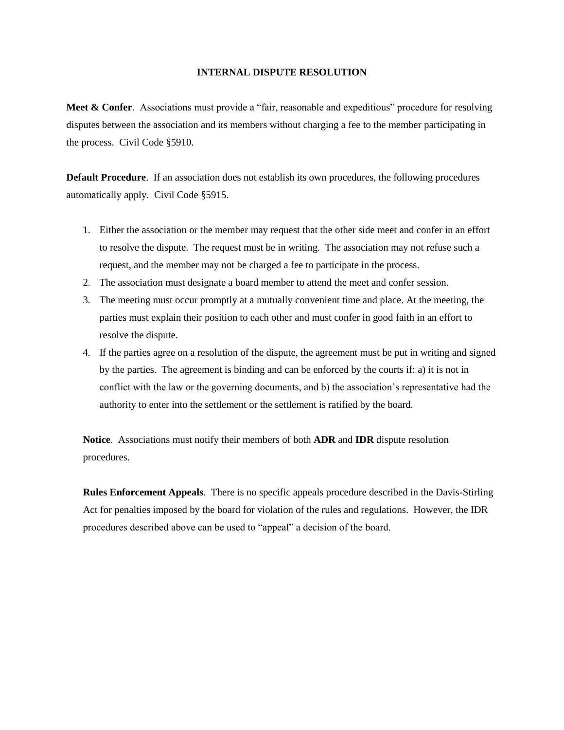## INTERNAL DISPUTE RESOLUTION

**Meet & Confer**. Associations must provide a "fair, reasonable and expeditious" procedure for resolving disputes between the association and its members without charging a fee to the member participating in the process. Civil Code §5910.

**Default Procedure**. If an association does not establish its own procedures, the following procedures automatically apply. Civil Code §5915.

1. Either the association or the member may request that the other side meet and confer in an effort to resolve the dispute. The request must be in writing. The association may not refuse such a request, and the member may not be charged a fee to participate in the process.
2. The association must designate a board member to attend the meet and confer session.
3. The meeting must occur promptly at a mutually convenient time and place. At the meeting, the parties must explain their position to each other and must confer in good faith in an effort to resolve the dispute.
4. If the parties agree on a resolution of the dispute, the agreement must be put in writing and signed by the parties. The agreement is binding and can be enforced by the courts if: a) it is not in conflict with the law or the governing documents, and b) the association's representative had the authority to enter into the settlement or the settlement is ratified by the board.

**Notice**. Associations must notify their members of both **ADR** and **IDR** dispute resolution procedures.

**Rules Enforcement Appeals**. There is no specific appeals procedure described in the Davis-Stirling Act for penalties imposed by the board for violation of the rules and regulations. However, the IDR procedures described above can be used to "appeal" a decision of the board.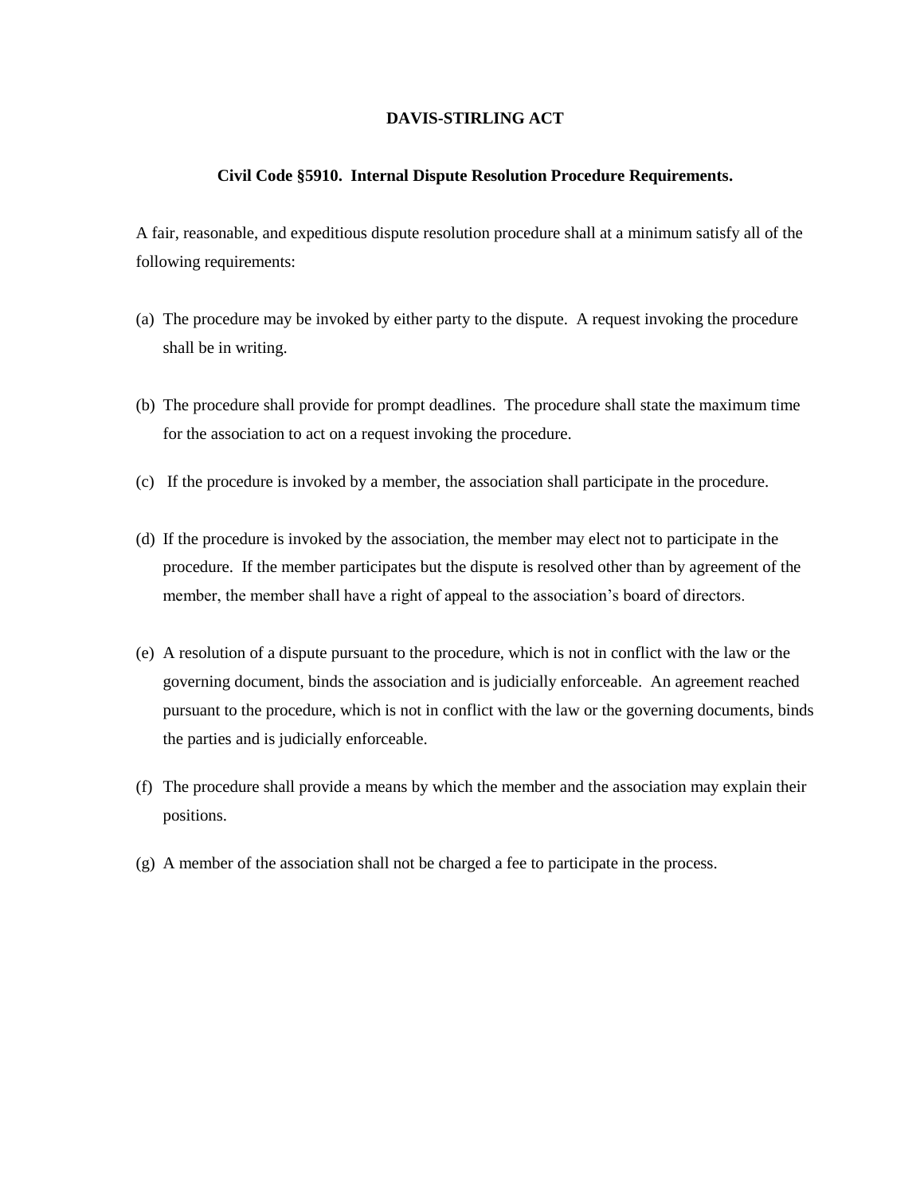**DAVIS-STIRLING ACT**

**Civil Code §5910. Internal Dispute Resolution Procedure Requirements.**

A fair, reasonable, and expeditious dispute resolution procedure shall at a minimum satisfy all of the following requirements:

(a) The procedure may be invoked by either party to the dispute. A request invoking the procedure shall be in writing.

(b) The procedure shall provide for prompt deadlines. The procedure shall state the maximum time for the association to act on a request invoking the procedure.

(c) If the procedure is invoked by a member, the association shall participate in the procedure.

(d) If the procedure is invoked by the association, the member may elect not to participate in the procedure. If the member participates but the dispute is resolved other than by agreement of the member, the member shall have a right of appeal to the association's board of directors.

(e) A resolution of a dispute pursuant to the procedure, which is not in conflict with the law or the governing document, binds the association and is judicially enforceable. An agreement reached pursuant to the procedure, which is not in conflict with the law or the governing documents, binds the parties and is judicially enforceable.

(f) The procedure shall provide a means by which the member and the association may explain their positions.

(g) A member of the association shall not be charged a fee to participate in the process.